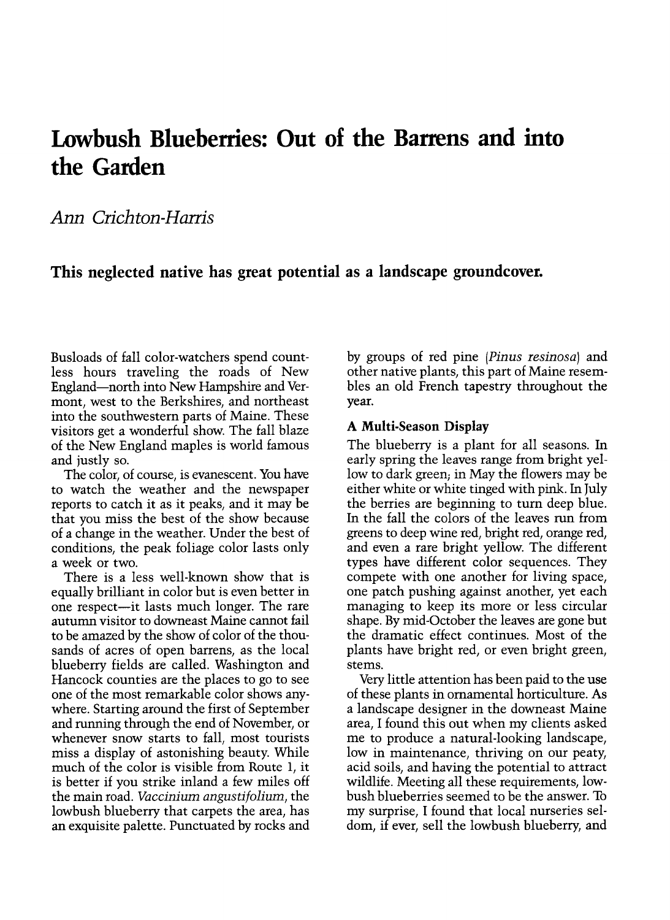# Lowbush Blueberries: Out of the Barrens and into the Garden

*Ann Crichton-Harris*

**This neglected native has great potential as a landscape groundcover.**

Busloads of fall color-watchers spend countless hours traveling the roads of New England—north into New Hampshire and Vermont, west to the Berkshires, and northeast into the southwestern parts of Maine. These visitors get a wonderful show. The fall blaze of the New England maples is world famous and justly so.

The color, of course, is evanescent. You have to watch the weather and the newspaper reports to catch it as it peaks, and it may be that you miss the best of the show because of a change in the weather. Under the best of conditions, the peak foliage color lasts only a week or two.

There is a less well-known show that is equally brilliant in color but is even better in one respect—it lasts much longer. The rare autumn visitor to downeast Maine cannot fail to be amazed by the show of color of the thousands of acres of open barrens, as the local blueberry fields are called. Washington and Hancock counties are the places to go to see one of the most remarkable color shows anywhere. Starting around the first of September and running through the end of November, or whenever snow starts to fall, most tourists miss a display of astonishing beauty. While much of the color is visible from Route 1, it is better if you strike inland a few miles off the main road. *Vaccinium angustifolium*, the lowbush blueberry that carpets the area, has an exquisite palette. Punctuated by rocks and by groups of red pine (*Pinus resinosa*) and other native plants, this part of Maine resembles an old French tapestry throughout the year.

### A Multi-Season Display

The blueberry is a plant for all seasons. In early spring the leaves range from bright yellow to dark green; in May the flowers may be either white or white tinged with pink. In July the berries are beginning to turn deep blue. In the fall the colors of the leaves run from greens to deep wine red, bright red, orange red, and even a rare bright yellow. The different types have different color sequences. They compete with one another for living space, one patch pushing against another, yet each managing to keep its more or less circular shape. By mid-October the leaves are gone but the dramatic effect continues. Most of the plants have bright red, or even bright green, stems.

Very little attention has been paid to the use of these plants in ornamental horticulture. As a landscape designer in the downeast Maine area, I found this out when my clients asked me to produce a natural-looking landscape, low in maintenance, thriving on our peaty, acid soils, and having the potential to attract wildlife. Meeting all these requirements, lowbush blueberries seemed to be the answer. To my surprise, I found that local nurseries seldom, if ever, sell the lowbush blueberry, and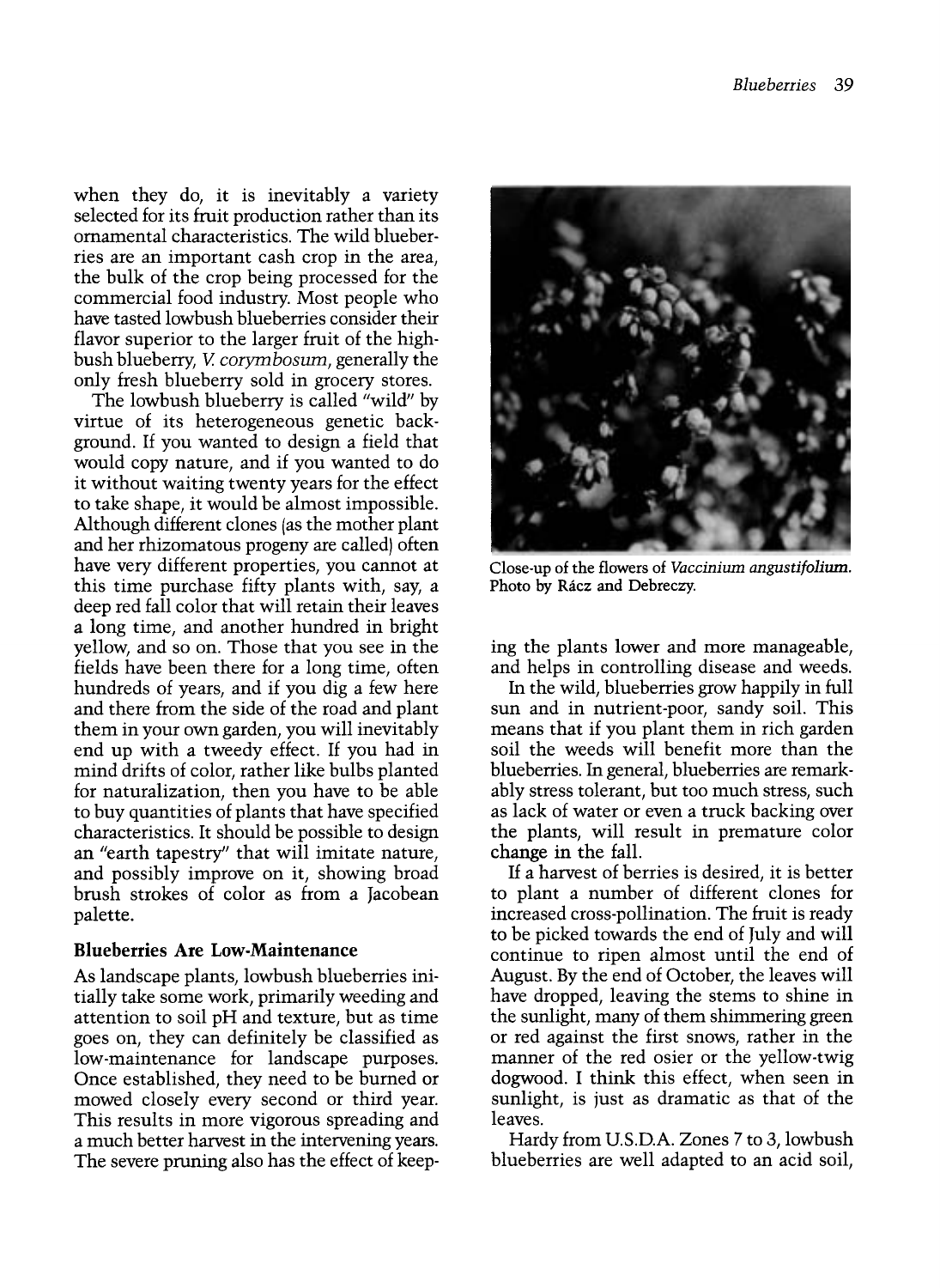when they do, it is inevitably a variety selected for its fruit production rather than its ornamental characteristics. The wild blueberries are an important cash crop in the area, the bulk of the crop being processed for the commercial food industry. Most people who have tasted lowbush blueberries consider their flavor superior to the larger fruit of the highbush blueberry, *V. corymbosum*, generally the only fresh blueberry sold in grocery stores.

The lowbush blueberry is called "wild" by virtue of its heterogeneous genetic background. If you wanted to design a field that would copy nature, and if you wanted to do it without waiting twenty years for the effect to take shape, it would be almost impossible. Although different clones (as the mother plant and her rhizomatous progeny are called) often have very different properties, you cannot at this time purchase fifty plants with, say, a deep red fall color that will retain their leaves a long time, and another hundred in bright yellow, and so on. Those that you see in the fields have been there for a long time, often hundreds of years, and if you dig a few here and there from the side of the road and plant them in your own garden, you will inevitably end up with a tweedy effect. If you had in mind drifts of color, rather like bulbs planted for naturalization, then you have to be able to buy quantities of plants that have specified characteristics. It should be possible to design an "earth tapestry" that will imitate nature, and possibly improve on it, showing broad brush strokes of color as from a Jacobean palette.

### Blueberries Are Low-Maintenance

As landscape plants, lowbush blueberries initially take some work, primarily weeding and attention to soil pH and texture, but as time goes on, they can definitely be classified as low-maintenance for landscape purposes. Once established, they need to be burned or mowed closely every second or third year. This results in more vigorous spreading and a much better harvest in the intervening years. The severe pruning also has the effect of keeping the plants lower and more manageable, and helps in controlling disease and weeds.

Close-up of the flowers of *Vaccinium angustifolium*. Photo by Rácz and Debreczy.

In the wild, blueberries grow happily in full sun and in nutrient-poor, sandy soil. This means that if you plant them in rich garden soil the weeds will benefit more than the blueberries. In general, blueberries are remarkably stress tolerant, but too much stress, such as lack of water or even a truck backing over the plants, will result in premature color change in the fall.

If a harvest of berries is desired, it is better to plant a number of different clones for increased cross-pollination. The fruit is ready to be picked towards the end of July and will continue to ripen almost until the end of August. By the end of October, the leaves will have dropped, leaving the stems to shine in the sunlight, many of them shimmering green or red against the first snows, rather in the manner of the red osier or the yellow-twig dogwood. I think this effect, when seen in sunlight, is just as dramatic as that of the leaves.

Hardy from U.S.D.A. Zones 7 to 3, lowbush blueberries are well adapted to an acid soil,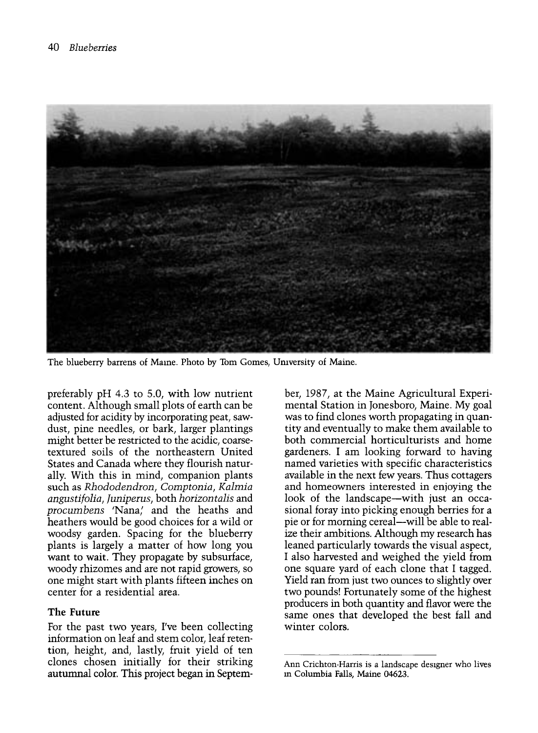The blueberry barrens of Maine. Photo by Tom Gomes, University of Maine.

preferably pH 4.3 to 5.0, with low nutrient content. Although small plots of earth can be adjusted for acidity by incorporating peat, sawdust, pine needles, or bark, larger plantings might better be restricted to the acidic, coarse-textured soils of the northeastern United States and Canada where they flourish naturally. With this in mind, companion plants such as *Rhododendron*, *Comptonia*, *Kalmia angustifolia*, *Juniperus*, both *horizontalis* and *procumbens* 'Nana,' and the heaths and heathers would be good choices for a wild or woodsy garden. Spacing for the blueberry plants is largely a matter of how long you want to wait. They propagate by subsurface, woody rhizomes and are not rapid growers, so one might start with plants fifteen inches on center for a residential area.

## The Future

For the past two years, I've been collecting information on leaf and stem color, leaf retention, height, and, lastly, fruit yield of ten clones chosen initially for their striking autumnal color. This project began in September, 1987, at the Maine Agricultural Experimental Station in Jonesboro, Maine. My goal was to find clones worth propagating in quantity and eventually to make them available to both commercial horticulturists and home gardeners. I am looking forward to having named varieties with specific characteristics available in the next few years. Thus cottagers and homeowners interested in enjoying the look of the landscape—with just an occasional foray into picking enough berries for a pie or for morning cereal—will be able to realize their ambitions. Although my research has leaned particularly towards the visual aspect, I also harvested and weighed the yield from one square yard of each clone that I tagged. Yield ran from just two ounces to slightly over two pounds! Fortunately some of the highest producers in both quantity and flavor were the same ones that developed the best fall and winter colors.

---

Ann Crichton-Harris is a landscape designer who lives in Columbia Falls, Maine 04623.